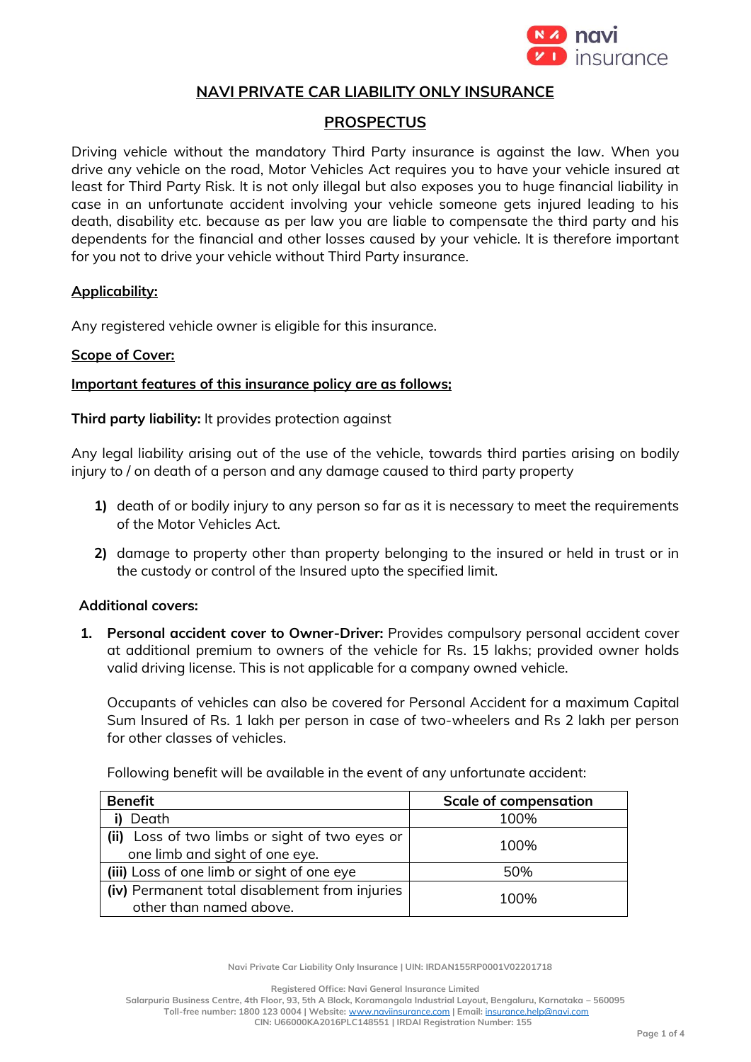# NAVI PRIVATE CAR LIABILITY ONLY INSURANCE

## PROSPECTUS

Driving vehicle without the mandatory Third Party insurance is against the law. When you drive any vehicle on the road, Motor Vehicles Act requires you to have your vehicle insured at least for Third Party Risk. It is not only illegal but also exposes you to huge financial liability in case in an unfortunate accident involving your vehicle someone gets injured leading to his death, disability etc. because as per law you are liable to compensate the third party and his dependents for the financial and other losses caused by your vehicle. It is therefore important for you not to drive your vehicle without Third Party insurance.

**Applicability:**

Any registered vehicle owner is eligible for this insurance.

**Scope of Cover:**

**Important features of this insurance policy are as follows;**

**Third party liability:** It provides protection against

Any legal liability arising out of the use of the vehicle, towards third parties arising on bodily injury to / on death of a person and any damage caused to third party property

1) death of or bodily injury to any person so far as it is necessary to meet the requirements of the Motor Vehicles Act.
2) damage to property other than property belonging to the insured or held in trust or in the custody or control of the Insured upto the specified limit.

**Additional covers:**

1. **Personal accident cover to Owner-Driver:** Provides compulsory personal accident cover at additional premium to owners of the vehicle for Rs. 15 lakhs; provided owner holds valid driving license. This is not applicable for a company owned vehicle.

   Occupants of vehicles can also be covered for Personal Accident for a maximum Capital Sum Insured of Rs. 1 lakh per person in case of two-wheelers and Rs 2 lakh per person for other classes of vehicles.

   Following benefit will be available in the event of any unfortunate accident:

| Benefit | Scale of compensation |
|---|---|
| i) Death | 100% |
| (ii) Loss of two limbs or sight of two eyes or one limb and sight of one eye. | 100% |
| (iii) Loss of one limb or sight of one eye | 50% |
| (iv) Permanent total disablement from injuries other than named above. | 100% |

Navi Private Car Liability Only Insurance | UIN: IRDAN155RP0001V02201718

Registered Office: Navi General Insurance Limited
Salarpuria Business Centre, 4th Floor, 93, 5th A Block, Koramangala Industrial Layout, Bengaluru, Karnataka – 560095
Toll-free number: 1800 123 0004 | Website: www.naviinsurance.com | Email: insurance.help@navi.com
CIN: U66000KA2016PLC148551 | IRDAI Registration Number: 155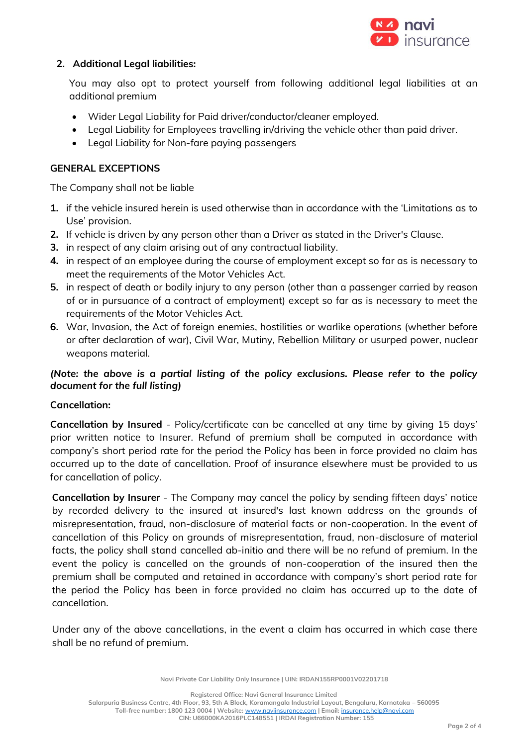## 2. Additional Legal liabilities:

You may also opt to protect yourself from following additional legal liabilities at an additional premium

- Wider Legal Liability for Paid driver/conductor/cleaner employed.
- Legal Liability for Employees travelling in/driving the vehicle other than paid driver.
- Legal Liability for Non-fare paying passengers

## GENERAL EXCEPTIONS

The Company shall not be liable

1. if the vehicle insured herein is used otherwise than in accordance with the 'Limitations as to Use' provision.
2. If vehicle is driven by any person other than a Driver as stated in the Driver's Clause.
3. in respect of any claim arising out of any contractual liability.
4. in respect of an employee during the course of employment except so far as is necessary to meet the requirements of the Motor Vehicles Act.
5. in respect of death or bodily injury to any person (other than a passenger carried by reason of or in pursuance of a contract of employment) except so far as is necessary to meet the requirements of the Motor Vehicles Act.
6. War, Invasion, the Act of foreign enemies, hostilities or warlike operations (whether before or after declaration of war), Civil War, Mutiny, Rebellion Military or usurped power, nuclear weapons material.

***(Note: the above is a partial listing of the policy exclusions. Please refer to the policy document for the full listing)***

**Cancellation:**

**Cancellation by Insured** - Policy/certificate can be cancelled at any time by giving 15 days' prior written notice to Insurer. Refund of premium shall be computed in accordance with company's short period rate for the period the Policy has been in force provided no claim has occurred up to the date of cancellation. Proof of insurance elsewhere must be provided to us for cancellation of policy.

**Cancellation by Insurer** - The Company may cancel the policy by sending fifteen days' notice by recorded delivery to the insured at insured's last known address on the grounds of misrepresentation, fraud, non-disclosure of material facts or non-cooperation. In the event of cancellation of this Policy on grounds of misrepresentation, fraud, non-disclosure of material facts, the policy shall stand cancelled ab-initio and there will be no refund of premium. In the event the policy is cancelled on the grounds of non-cooperation of the insured then the premium shall be computed and retained in accordance with company's short period rate for the period the Policy has been in force provided no claim has occurred up to the date of cancellation.

Under any of the above cancellations, in the event a claim has occurred in which case there shall be no refund of premium.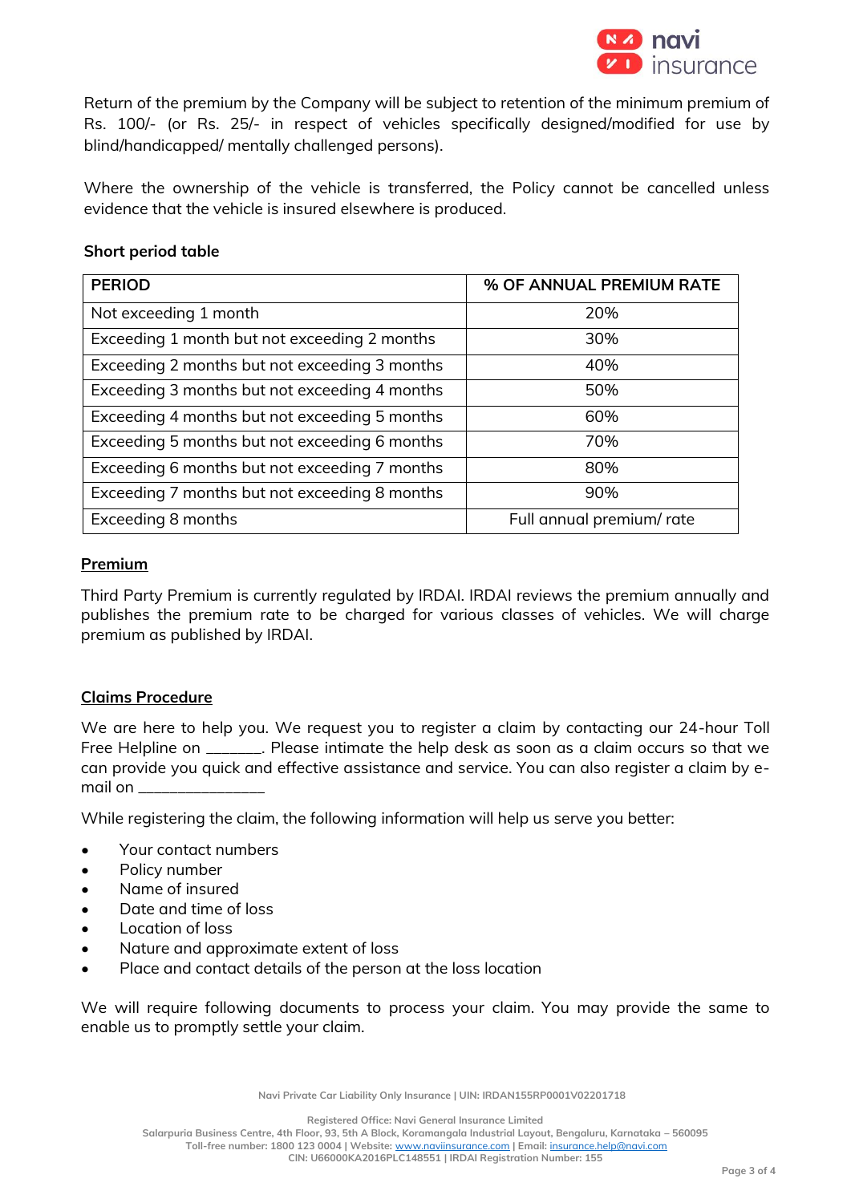Return of the premium by the Company will be subject to retention of the minimum premium of Rs. 100/- (or Rs. 25/- in respect of vehicles specifically designed/modified for use by blind/handicapped/ mentally challenged persons).

Where the ownership of the vehicle is transferred, the Policy cannot be cancelled unless evidence that the vehicle is insured elsewhere is produced.

**Short period table**

| PERIOD | % OF ANNUAL PREMIUM RATE |
|---|---|
| Not exceeding 1 month | 20% |
| Exceeding 1 month but not exceeding 2 months | 30% |
| Exceeding 2 months but not exceeding 3 months | 40% |
| Exceeding 3 months but not exceeding 4 months | 50% |
| Exceeding 4 months but not exceeding 5 months | 60% |
| Exceeding 5 months but not exceeding 6 months | 70% |
| Exceeding 6 months but not exceeding 7 months | 80% |
| Exceeding 7 months but not exceeding 8 months | 90% |
| Exceeding 8 months | Full annual premium/ rate |

## Premium

Third Party Premium is currently regulated by IRDAI. IRDAI reviews the premium annually and publishes the premium rate to be charged for various classes of vehicles. We will charge premium as published by IRDAI.

## Claims Procedure

We are here to help you. We request you to register a claim by contacting our 24-hour Toll Free Helpline on ______. Please intimate the help desk as soon as a claim occurs so that we can provide you quick and effective assistance and service. You can also register a claim by e-mail on _______________

While registering the claim, the following information will help us serve you better:

- Your contact numbers
- Policy number
- Name of insured
- Date and time of loss
- Location of loss
- Nature and approximate extent of loss
- Place and contact details of the person at the loss location

We will require following documents to process your claim. You may provide the same to enable us to promptly settle your claim.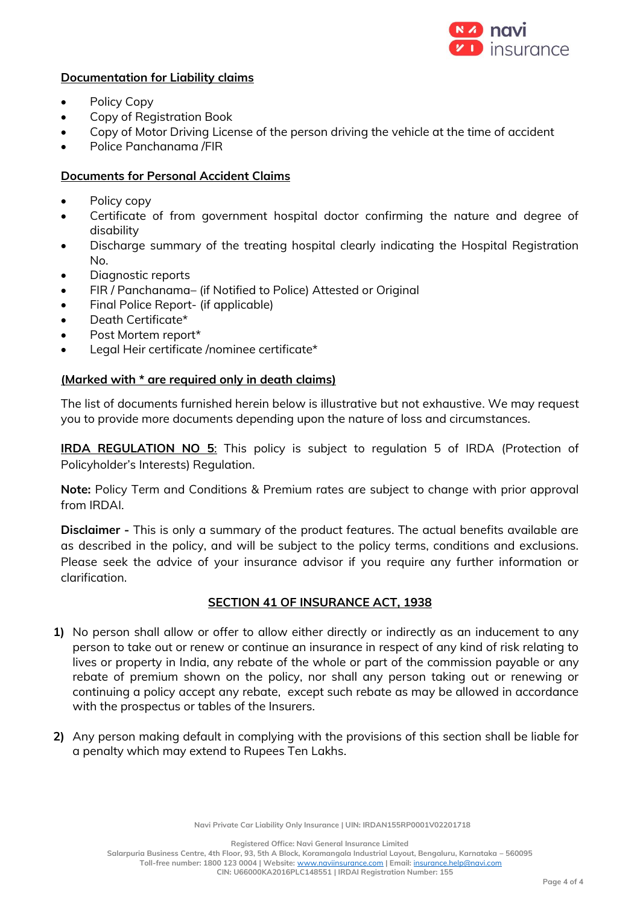**Documentation for Liability claims**

- Policy Copy
- Copy of Registration Book
- Copy of Motor Driving License of the person driving the vehicle at the time of accident
- Police Panchanama /FIR

**Documents for Personal Accident Claims**

- Policy copy
- Certificate of from government hospital doctor confirming the nature and degree of disability
- Discharge summary of the treating hospital clearly indicating the Hospital Registration No.
- Diagnostic reports
- FIR / Panchanama– (if Notified to Police) Attested or Original
- Final Police Report- (if applicable)
- Death Certificate*
- Post Mortem report*
- Legal Heir certificate /nominee certificate*

**(Marked with * are required only in death claims)**

The list of documents furnished herein below is illustrative but not exhaustive. We may request you to provide more documents depending upon the nature of loss and circumstances.

**IRDA REGULATION NO 5**: This policy is subject to regulation 5 of IRDA (Protection of Policyholder's Interests) Regulation.

**Note:** Policy Term and Conditions & Premium rates are subject to change with prior approval from IRDAI.

**Disclaimer -** This is only a summary of the product features. The actual benefits available are as described in the policy, and will be subject to the policy terms, conditions and exclusions. Please seek the advice of your insurance advisor if you require any further information or clarification.

## SECTION 41 OF INSURANCE ACT, 1938

1) No person shall allow or offer to allow either directly or indirectly as an inducement to any person to take out or renew or continue an insurance in respect of any kind of risk relating to lives or property in India, any rebate of the whole or part of the commission payable or any rebate of premium shown on the policy, nor shall any person taking out or renewing or continuing a policy accept any rebate, except such rebate as may be allowed in accordance with the prospectus or tables of the Insurers.

2) Any person making default in complying with the provisions of this section shall be liable for a penalty which may extend to Rupees Ten Lakhs.

Navi Private Car Liability Only Insurance | UIN: IRDAN155RP0001V02201718

Registered Office: Navi General Insurance Limited
Salarpuria Business Centre, 4th Floor, 93, 5th A Block, Koramangala Industrial Layout, Bengaluru, Karnataka – 560095
Toll-free number: 1800 123 0004 | Website: www.naviinsurance.com | Email: insurance.help@navi.com
CIN: U66000KA2016PLC148551 | IRDAI Registration Number: 155